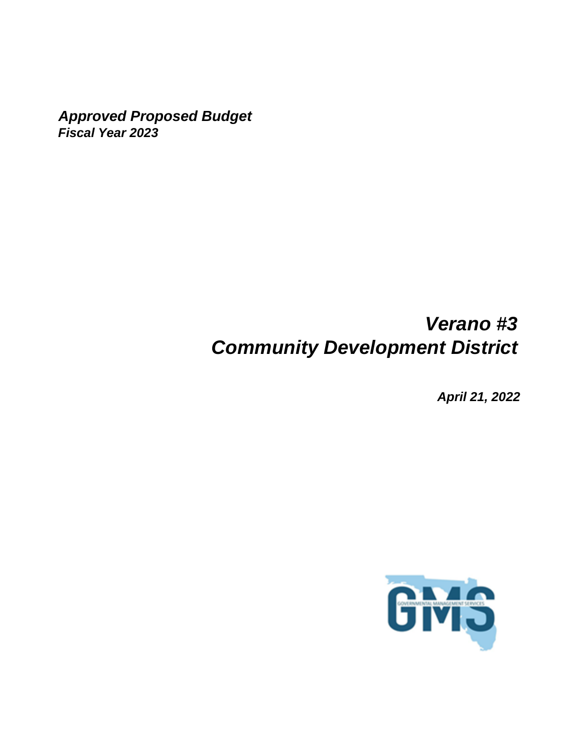***Approved Proposed Budget***
***Fiscal Year 2023***

# *Verano #3*
# *Community Development District*

***April 21, 2022***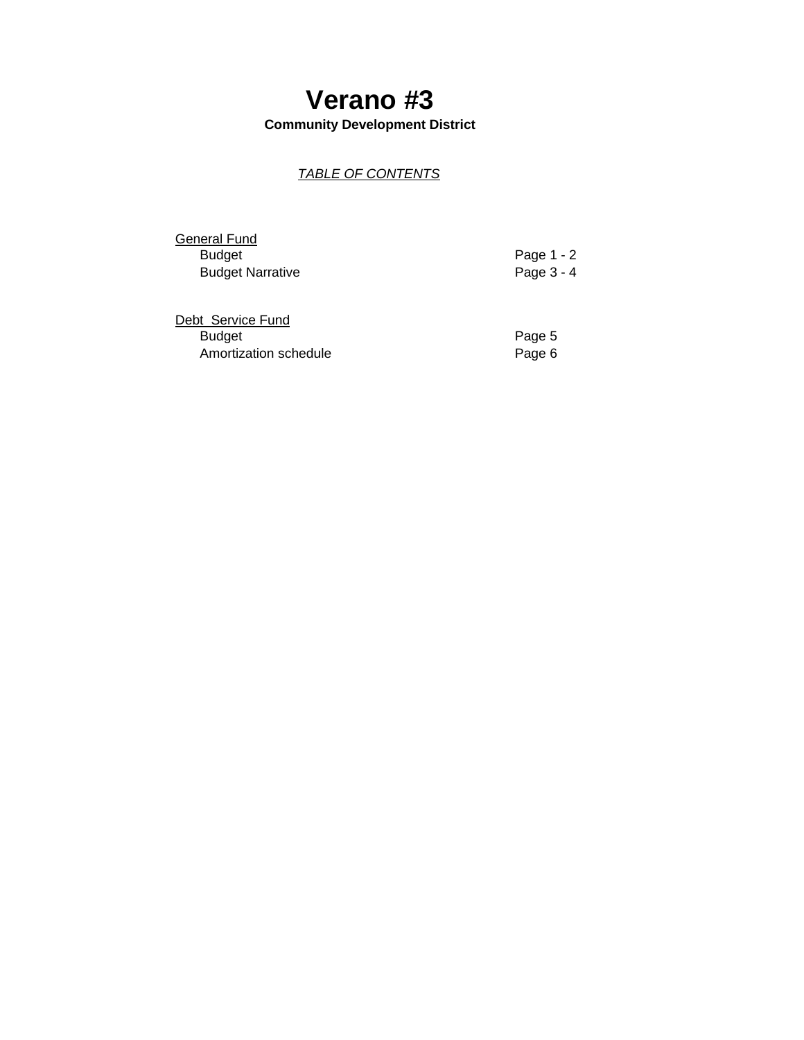# Verano #3

**Community Development District**

*TABLE OF CONTENTS*

| | |
|---|---|
| General Fund | |
| Budget | Page 1 - 2 |
| Budget Narrative | Page 3 - 4 |
| | |
| Debt Service Fund | |
| Budget | Page 5 |
| Amortization schedule | Page 6 |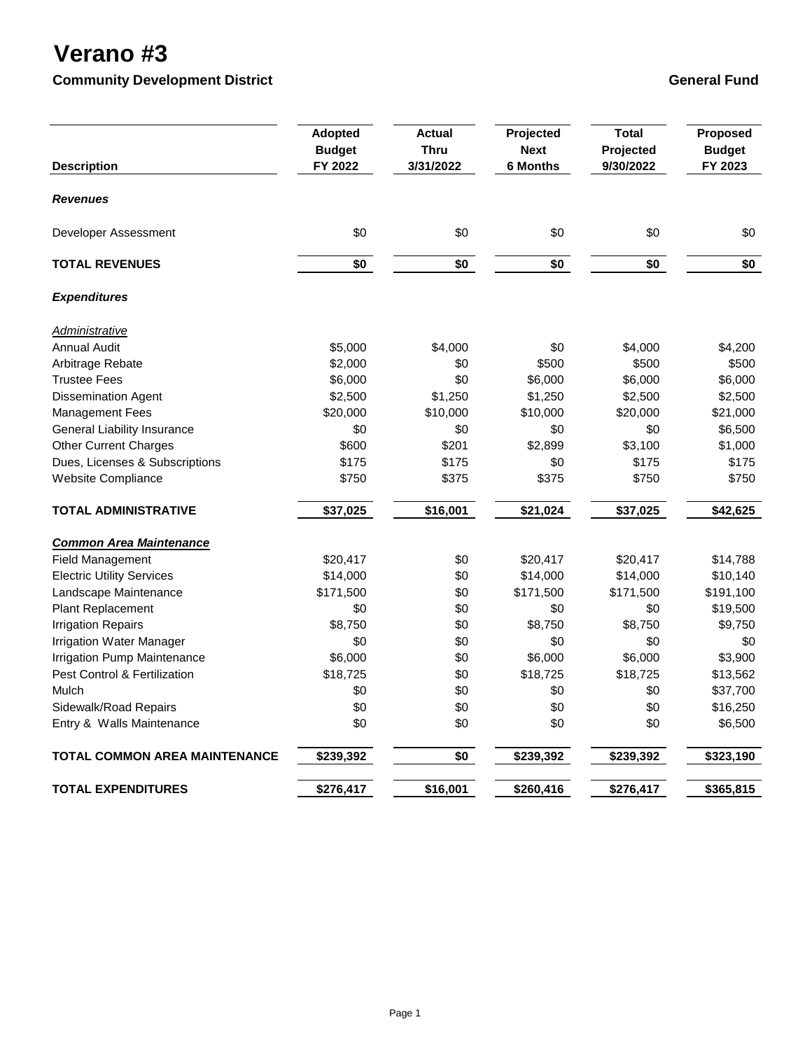# Verano #3

## Community Development District

**General Fund**

| Description | Adopted Budget FY 2022 | Actual Thru 3/31/2022 | Projected Next 6 Months | Total Projected 9/30/2022 | Proposed Budget FY 2023 |
|---|---|---|---|---|---|
| ***Revenues*** | | | | | |
| Developer Assessment | $0 | $0 | $0 | $0 | $0 |
| **TOTAL REVENUES** | **$0** | **$0** | **$0** | **$0** | **$0** |
| ***Expenditures*** | | | | | |
| *Administrative* | | | | | |
| Annual Audit | $5,000 | $4,000 | $0 | $4,000 | $4,200 |
| Arbitrage Rebate | $2,000 | $0 | $500 | $500 | $500 |
| Trustee Fees | $6,000 | $0 | $6,000 | $6,000 | $6,000 |
| Dissemination Agent | $2,500 | $1,250 | $1,250 | $2,500 | $2,500 |
| Management Fees | $20,000 | $10,000 | $10,000 | $20,000 | $21,000 |
| General Liability Insurance | $0 | $0 | $0 | $0 | $6,500 |
| Other Current Charges | $600 | $201 | $2,899 | $3,100 | $1,000 |
| Dues, Licenses & Subscriptions | $175 | $175 | $0 | $175 | $175 |
| Website Compliance | $750 | $375 | $375 | $750 | $750 |
| **TOTAL ADMINISTRATIVE** | **$37,025** | **$16,001** | **$21,024** | **$37,025** | **$42,625** |
| ***Common Area Maintenance*** | | | | | |
| Field Management | $20,417 | $0 | $20,417 | $20,417 | $14,788 |
| Electric Utility Services | $14,000 | $0 | $14,000 | $14,000 | $10,140 |
| Landscape Maintenance | $171,500 | $0 | $171,500 | $171,500 | $191,100 |
| Plant Replacement | $0 | $0 | $0 | $0 | $19,500 |
| Irrigation Repairs | $8,750 | $0 | $8,750 | $8,750 | $9,750 |
| Irrigation Water Manager | $0 | $0 | $0 | $0 | $0 |
| Irrigation Pump Maintenance | $6,000 | $0 | $6,000 | $6,000 | $3,900 |
| Pest Control & Fertilization | $18,725 | $0 | $18,725 | $18,725 | $13,562 |
| Mulch | $0 | $0 | $0 | $0 | $37,700 |
| Sidewalk/Road Repairs | $0 | $0 | $0 | $0 | $16,250 |
| Entry & Walls Maintenance | $0 | $0 | $0 | $0 | $6,500 |
| **TOTAL COMMON AREA MAINTENANCE** | **$239,392** | **$0** | **$239,392** | **$239,392** | **$323,190** |
| **TOTAL EXPENDITURES** | **$276,417** | **$16,001** | **$260,416** | **$276,417** | **$365,815** |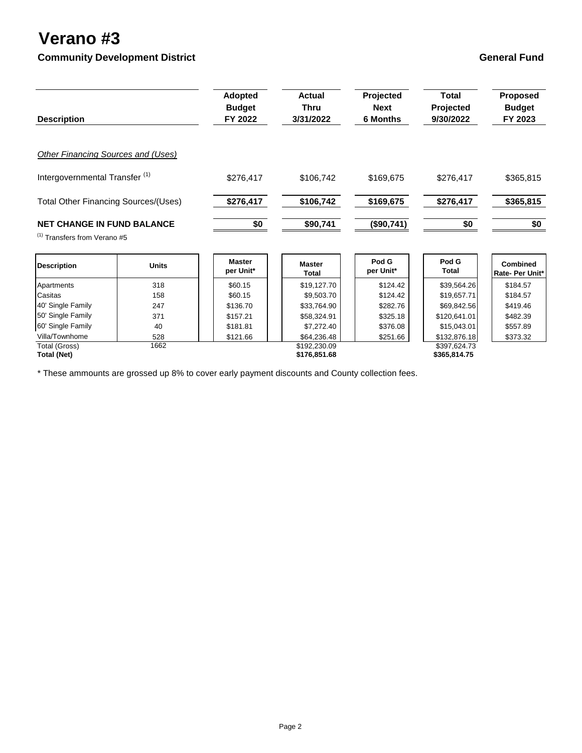# Verano #3

**Community Development District** **General Fund**

| Description | Adopted Budget FY 2022 | Actual Thru 3/31/2022 | Projected Next 6 Months | Total Projected 9/30/2022 | Proposed Budget FY 2023 |
|---|---|---|---|---|---|
| *Other Financing Sources and (Uses)* | | | | | |
| Intergovernmental Transfer [1] | $276,417 | $106,742 | $169,675 | $276,417 | $365,815 |
| Total Other Financing Sources/(Uses) | **$276,417** | **$106,742** | **$169,675** | **$276,417** | **$365,815** |
| **NET CHANGE IN FUND BALANCE** | **$0** | **$90,741** | **($90,741)** | **$0** | **$0** |

[1] Transfers from Verano #5

| Description | Units | Master per Unit* | Master Total | Pod G per Unit* | Pod G Total | Combined Rate- Per Unit* |
|---|---|---|---|---|---|---|
| Apartments | 318 | $60.15 | $19,127.70 | $124.42 | $39,564.26 | $184.57 |
| Casitas | 158 | $60.15 | $9,503.70 | $124.42 | $19,657.71 | $184.57 |
| 40' Single Family | 247 | $136.70 | $33,764.90 | $282.76 | $69,842.56 | $419.46 |
| 50' Single Family | 371 | $157.21 | $58,324.91 | $325.18 | $120,641.01 | $482.39 |
| 60' Single Family | 40 | $181.81 | $7,272.40 | $376.08 | $15,043.01 | $557.89 |
| Villa/Townhome | 528 | $121.66 | $64,236.48 | $251.66 | $132,876.18 | $373.32 |
| Total (Gross) | 1662 | | $192,230.09 | | $397,624.73 | |
| **Total (Net)** | | | **$176,851.68** | | **$365,814.75** | |

* These ammounts are grossed up 8% to cover early payment discounts and County collection fees.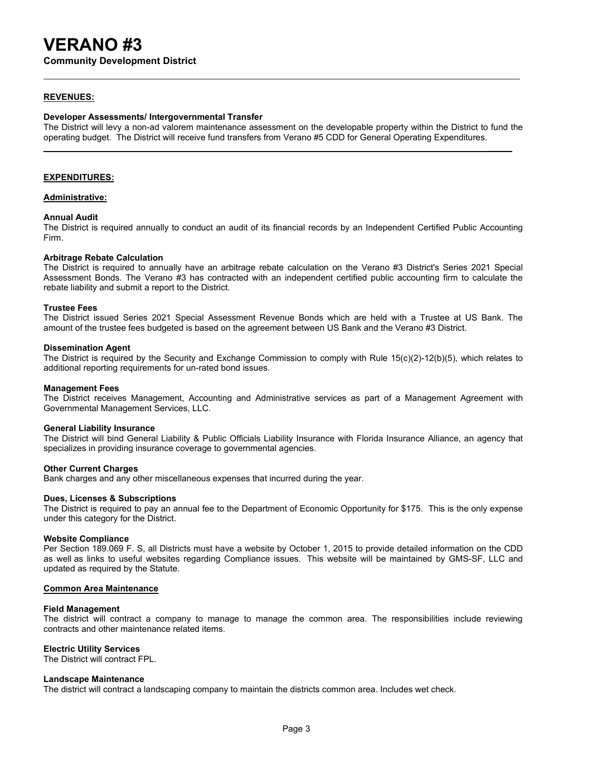# VERANO #3

**Community Development District**

---

## REVENUES:

### Developer Assessments/ Intergovernmental Transfer

The District will levy a non-ad valorem maintenance assessment on the developable property within the District to fund the operating budget. The District will receive fund transfers from Verano #5 CDD for General Operating Expenditures.

---

## EXPENDITURES:

### Administrative:

**Annual Audit**

The District is required annually to conduct an audit of its financial records by an Independent Certified Public Accounting Firm.

**Arbitrage Rebate Calculation**

The District is required to annually have an arbitrage rebate calculation on the Verano #3 District's Series 2021 Special Assessment Bonds. The Verano #3 has contracted with an independent certified public accounting firm to calculate the rebate liability and submit a report to the District.

**Trustee Fees**

The District issued Series 2021 Special Assessment Revenue Bonds which are held with a Trustee at US Bank. The amount of the trustee fees budgeted is based on the agreement between US Bank and the Verano #3 District.

**Dissemination Agent**

The District is required by the Security and Exchange Commission to comply with Rule 15(c)(2)-12(b)(5), which relates to additional reporting requirements for un-rated bond issues.

**Management Fees**

The District receives Management, Accounting and Administrative services as part of a Management Agreement with Governmental Management Services, LLC.

**General Liability Insurance**

The District will bind General Liability & Public Officials Liability Insurance with Florida Insurance Alliance, an agency that specializes in providing insurance coverage to governmental agencies.

**Other Current Charges**

Bank charges and any other miscellaneous expenses that incurred during the year.

**Dues, Licenses & Subscriptions**

The District is required to pay an annual fee to the Department of Economic Opportunity for $175. This is the only expense under this category for the District.

**Website Compliance**

Per Section 189.069 F. S, all Districts must have a website by October 1, 2015 to provide detailed information on the CDD as well as links to useful websites regarding Compliance issues. This website will be maintained by GMS-SF, LLC and updated as required by the Statute.

### Common Area Maintenance

**Field Management**

The district will contract a company to manage to manage the common area. The responsibilities include reviewing contracts and other maintenance related items.

**Electric Utility Services**

The District will contract FPL.

**Landscape Maintenance**

The district will contract a landscaping company to maintain the districts common area. Includes wet check.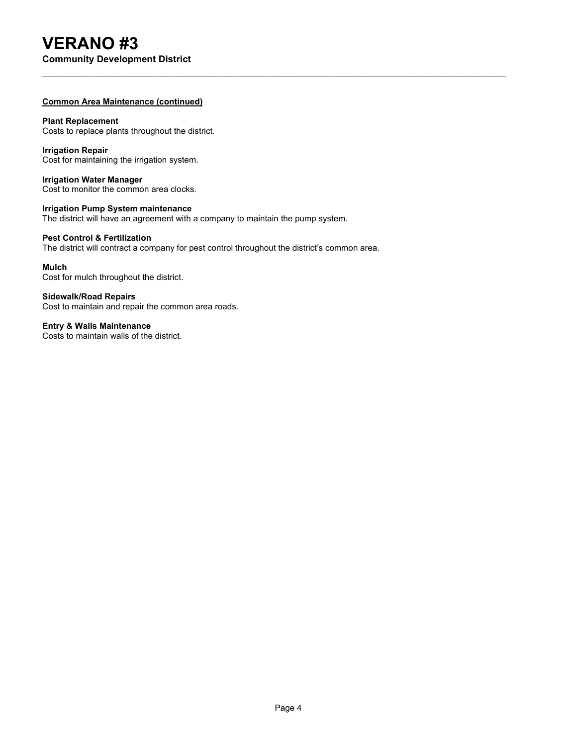# VERANO #3

**Community Development District**

---

**Common Area Maintenance (continued)**

**Plant Replacement**
Costs to replace plants throughout the district.

**Irrigation Repair**
Cost for maintaining the irrigation system.

**Irrigation Water Manager**
Cost to monitor the common area clocks.

**Irrigation Pump System maintenance**
The district will have an agreement with a company to maintain the pump system.

**Pest Control & Fertilization**
The district will contract a company for pest control throughout the district's common area.

**Mulch**
Cost for mulch throughout the district.

**Sidewalk/Road Repairs**
Cost to maintain and repair the common area roads.

**Entry & Walls Maintenance**
Costs to maintain walls of the district.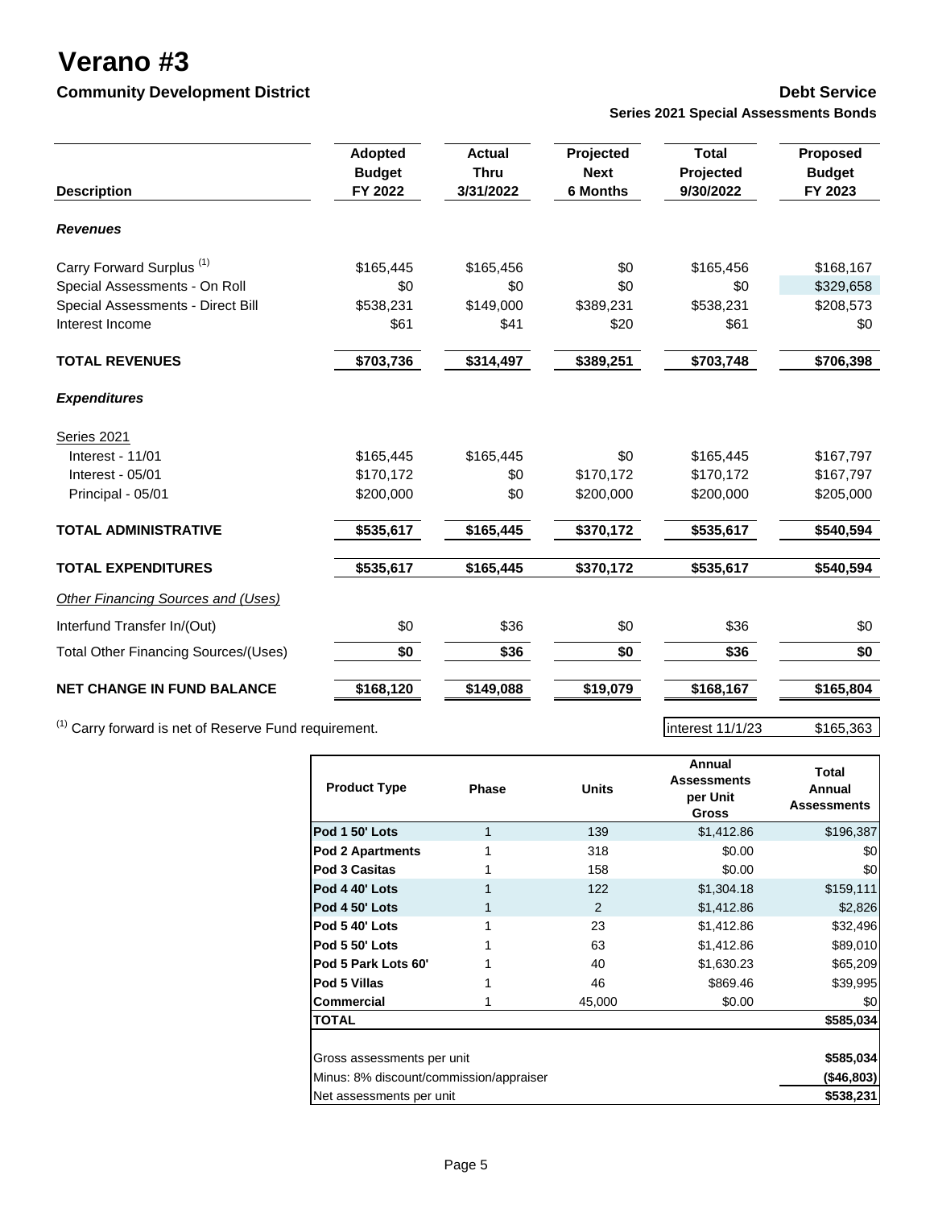# Verano #3

**Community Development District**

**Debt Service**

**Series 2021 Special Assessments Bonds**

| Description | Adopted Budget FY 2022 | Actual Thru 3/31/2022 | Projected Next 6 Months | Total Projected 9/30/2022 | Proposed Budget FY 2023 |
|---|---|---|---|---|---|
| ***Revenues*** | | | | | |
| Carry Forward Surplus [(1)] | $165,445 | $165,456 | $0 | $165,456 | $168,167 |
| Special Assessments - On Roll | $0 | $0 | $0 | $0 | $329,658 |
| Special Assessments - Direct Bill | $538,231 | $149,000 | $389,231 | $538,231 | $208,573 |
| Interest Income | $61 | $41 | $20 | $61 | $0 |
| **TOTAL REVENUES** | **$703,736** | **$314,497** | **$389,251** | **$703,748** | **$706,398** |
| ***Expenditures*** | | | | | |
| Series 2021 | | | | | |
| Interest - 11/01 | $165,445 | $165,445 | $0 | $165,445 | $167,797 |
| Interest - 05/01 | $170,172 | $0 | $170,172 | $170,172 | $167,797 |
| Principal - 05/01 | $200,000 | $0 | $200,000 | $200,000 | $205,000 |
| **TOTAL ADMINISTRATIVE** | **$535,617** | **$165,445** | **$370,172** | **$535,617** | **$540,594** |
| **TOTAL EXPENDITURES** | **$535,617** | **$165,445** | **$370,172** | **$535,617** | **$540,594** |
| *Other Financing Sources and (Uses)* | | | | | |
| Interfund Transfer In/(Out) | $0 | $36 | $0 | $36 | $0 |
| Total Other Financing Sources/(Uses) | **$0** | **$36** | **$0** | **$36** | **$0** |
| **NET CHANGE IN FUND BALANCE** | **$168,120** | **$149,088** | **$19,079** | **$168,167** | **$165,804** |

[(1)] Carry forward is net of Reserve Fund requirement.

| interest 11/1/23 | $165,363 |
|---|---|

| Product Type | Phase | Units | Annual Assessments per Unit Gross | Total Annual Assessments |
|---|---|---|---|---|
| **Pod 1 50' Lots** | 1 | 139 | $1,412.86 | $196,387 |
| **Pod 2 Apartments** | 1 | 318 | $0.00 | $0 |
| **Pod 3 Casitas** | 1 | 158 | $0.00 | $0 |
| **Pod 4 40' Lots** | 1 | 122 | $1,304.18 | $159,111 |
| **Pod 4 50' Lots** | 1 | 2 | $1,412.86 | $2,826 |
| **Pod 5 40' Lots** | 1 | 23 | $1,412.86 | $32,496 |
| **Pod 5 50' Lots** | 1 | 63 | $1,412.86 | $89,010 |
| **Pod 5 Park Lots 60'** | 1 | 40 | $1,630.23 | $65,209 |
| **Pod 5 Villas** | 1 | 46 | $869.46 | $39,995 |
| **Commercial** | 1 | 45,000 | $0.00 | $0 |
| **TOTAL** | | | | **$585,034** |
| Gross assessments per unit | | | | **$585,034** |
| Minus: 8% discount/commission/appraiser | | | | **($46,803)** |
| Net assessments per unit | | | | **$538,231** |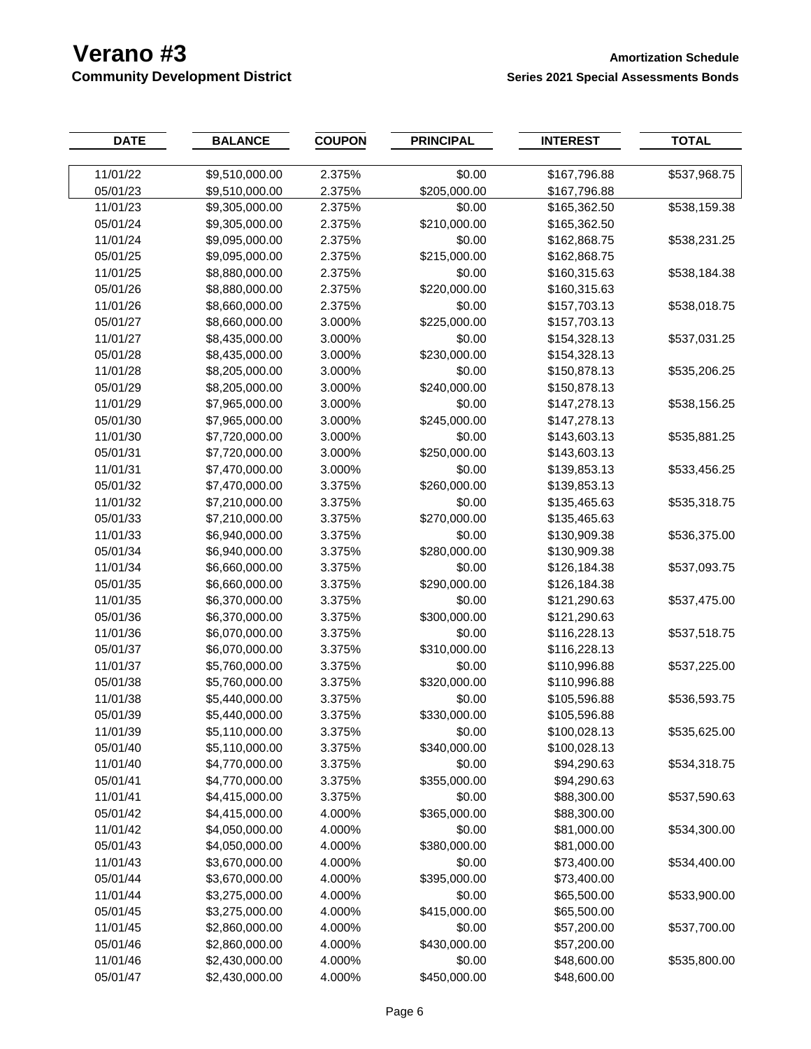# Verano #3

## Community Development District

**Amortization Schedule**

**Series 2021 Special Assessments Bonds**

| DATE | BALANCE | COUPON | PRINCIPAL | INTEREST | TOTAL |
|---|---|---|---|---|---|
| 11/01/22 | $9,510,000.00 | 2.375% | $0.00 | $167,796.88 | $537,968.75 |
| 05/01/23 | $9,510,000.00 | 2.375% | $205,000.00 | $167,796.88 | |
| 11/01/23 | $9,305,000.00 | 2.375% | $0.00 | $165,362.50 | $538,159.38 |
| 05/01/24 | $9,305,000.00 | 2.375% | $210,000.00 | $165,362.50 | |
| 11/01/24 | $9,095,000.00 | 2.375% | $0.00 | $162,868.75 | $538,231.25 |
| 05/01/25 | $9,095,000.00 | 2.375% | $215,000.00 | $162,868.75 | |
| 11/01/25 | $8,880,000.00 | 2.375% | $0.00 | $160,315.63 | $538,184.38 |
| 05/01/26 | $8,880,000.00 | 2.375% | $220,000.00 | $160,315.63 | |
| 11/01/26 | $8,660,000.00 | 2.375% | $0.00 | $157,703.13 | $538,018.75 |
| 05/01/27 | $8,660,000.00 | 3.000% | $225,000.00 | $157,703.13 | |
| 11/01/27 | $8,435,000.00 | 3.000% | $0.00 | $154,328.13 | $537,031.25 |
| 05/01/28 | $8,435,000.00 | 3.000% | $230,000.00 | $154,328.13 | |
| 11/01/28 | $8,205,000.00 | 3.000% | $0.00 | $150,878.13 | $535,206.25 |
| 05/01/29 | $8,205,000.00 | 3.000% | $240,000.00 | $150,878.13 | |
| 11/01/29 | $7,965,000.00 | 3.000% | $0.00 | $147,278.13 | $538,156.25 |
| 05/01/30 | $7,965,000.00 | 3.000% | $245,000.00 | $147,278.13 | |
| 11/01/30 | $7,720,000.00 | 3.000% | $0.00 | $143,603.13 | $535,881.25 |
| 05/01/31 | $7,720,000.00 | 3.000% | $250,000.00 | $143,603.13 | |
| 11/01/31 | $7,470,000.00 | 3.000% | $0.00 | $139,853.13 | $533,456.25 |
| 05/01/32 | $7,470,000.00 | 3.375% | $260,000.00 | $139,853.13 | |
| 11/01/32 | $7,210,000.00 | 3.375% | $0.00 | $135,465.63 | $535,318.75 |
| 05/01/33 | $7,210,000.00 | 3.375% | $270,000.00 | $135,465.63 | |
| 11/01/33 | $6,940,000.00 | 3.375% | $0.00 | $130,909.38 | $536,375.00 |
| 05/01/34 | $6,940,000.00 | 3.375% | $280,000.00 | $130,909.38 | |
| 11/01/34 | $6,660,000.00 | 3.375% | $0.00 | $126,184.38 | $537,093.75 |
| 05/01/35 | $6,660,000.00 | 3.375% | $290,000.00 | $126,184.38 | |
| 11/01/35 | $6,370,000.00 | 3.375% | $0.00 | $121,290.63 | $537,475.00 |
| 05/01/36 | $6,370,000.00 | 3.375% | $300,000.00 | $121,290.63 | |
| 11/01/36 | $6,070,000.00 | 3.375% | $0.00 | $116,228.13 | $537,518.75 |
| 05/01/37 | $6,070,000.00 | 3.375% | $310,000.00 | $116,228.13 | |
| 11/01/37 | $5,760,000.00 | 3.375% | $0.00 | $110,996.88 | $537,225.00 |
| 05/01/38 | $5,760,000.00 | 3.375% | $320,000.00 | $110,996.88 | |
| 11/01/38 | $5,440,000.00 | 3.375% | $0.00 | $105,596.88 | $536,593.75 |
| 05/01/39 | $5,440,000.00 | 3.375% | $330,000.00 | $105,596.88 | |
| 11/01/39 | $5,110,000.00 | 3.375% | $0.00 | $100,028.13 | $535,625.00 |
| 05/01/40 | $5,110,000.00 | 3.375% | $340,000.00 | $100,028.13 | |
| 11/01/40 | $4,770,000.00 | 3.375% | $0.00 | $94,290.63 | $534,318.75 |
| 05/01/41 | $4,770,000.00 | 3.375% | $355,000.00 | $94,290.63 | |
| 11/01/41 | $4,415,000.00 | 3.375% | $0.00 | $88,300.00 | $537,590.63 |
| 05/01/42 | $4,415,000.00 | 4.000% | $365,000.00 | $88,300.00 | |
| 11/01/42 | $4,050,000.00 | 4.000% | $0.00 | $81,000.00 | $534,300.00 |
| 05/01/43 | $4,050,000.00 | 4.000% | $380,000.00 | $81,000.00 | |
| 11/01/43 | $3,670,000.00 | 4.000% | $0.00 | $73,400.00 | $534,400.00 |
| 05/01/44 | $3,670,000.00 | 4.000% | $395,000.00 | $73,400.00 | |
| 11/01/44 | $3,275,000.00 | 4.000% | $0.00 | $65,500.00 | $533,900.00 |
| 05/01/45 | $3,275,000.00 | 4.000% | $415,000.00 | $65,500.00 | |
| 11/01/45 | $2,860,000.00 | 4.000% | $0.00 | $57,200.00 | $537,700.00 |
| 05/01/46 | $2,860,000.00 | 4.000% | $430,000.00 | $57,200.00 | |
| 11/01/46 | $2,430,000.00 | 4.000% | $0.00 | $48,600.00 | $535,800.00 |
| 05/01/47 | $2,430,000.00 | 4.000% | $450,000.00 | $48,600.00 | |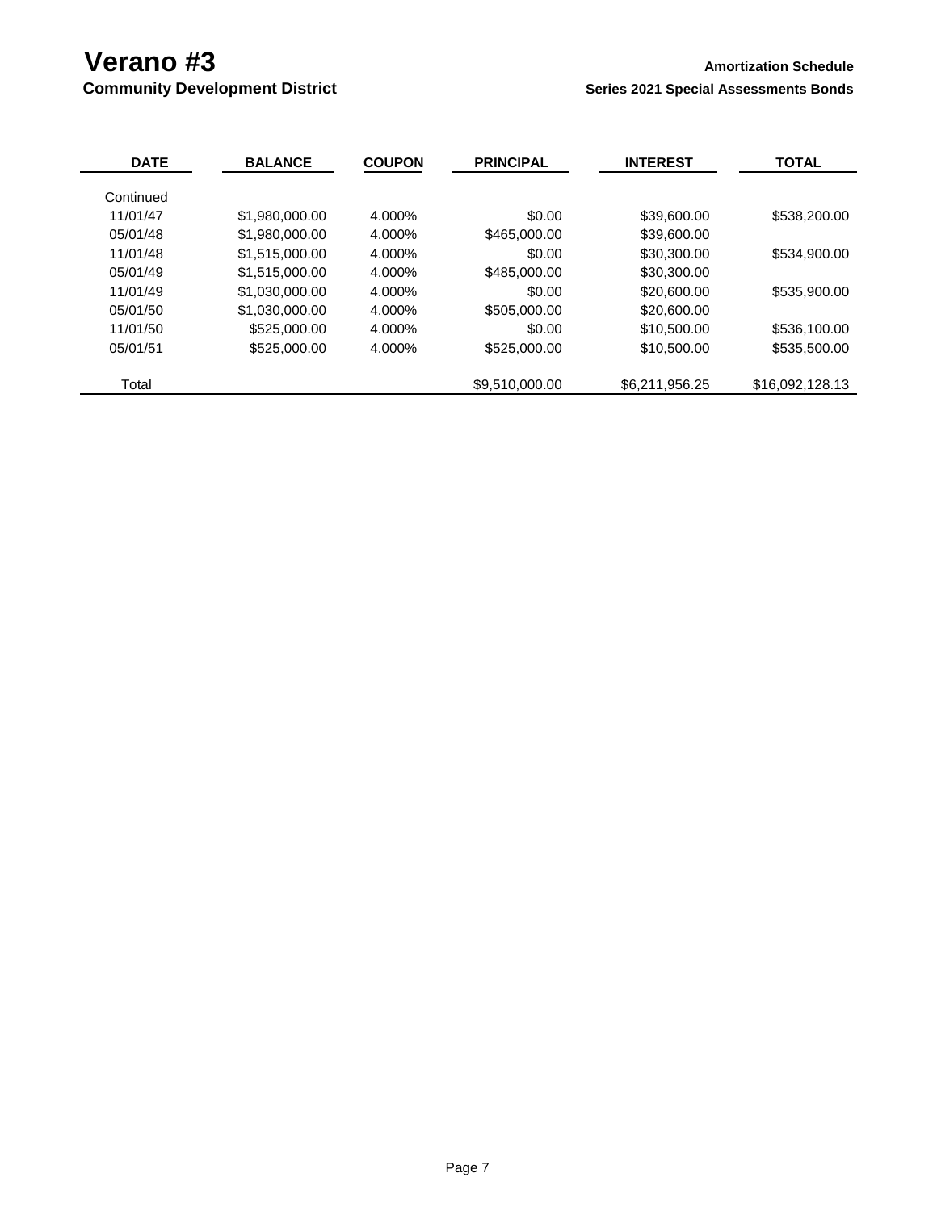# Verano #3

## Community Development District

**Amortization Schedule**

**Series 2021 Special Assessments Bonds**

| DATE | BALANCE | COUPON | PRINCIPAL | INTEREST | TOTAL |
|---|---|---|---|---|---|
| Continued | | | | | |
| 11/01/47 | $1,980,000.00 | 4.000% | $0.00 | $39,600.00 | $538,200.00 |
| 05/01/48 | $1,980,000.00 | 4.000% | $465,000.00 | $39,600.00 | |
| 11/01/48 | $1,515,000.00 | 4.000% | $0.00 | $30,300.00 | $534,900.00 |
| 05/01/49 | $1,515,000.00 | 4.000% | $485,000.00 | $30,300.00 | |
| 11/01/49 | $1,030,000.00 | 4.000% | $0.00 | $20,600.00 | $535,900.00 |
| 05/01/50 | $1,030,000.00 | 4.000% | $505,000.00 | $20,600.00 | |
| 11/01/50 | $525,000.00 | 4.000% | $0.00 | $10,500.00 | $536,100.00 |
| 05/01/51 | $525,000.00 | 4.000% | $525,000.00 | $10,500.00 | $535,500.00 |
| Total | | | $9,510,000.00 | $6,211,956.25 | $16,092,128.13 |